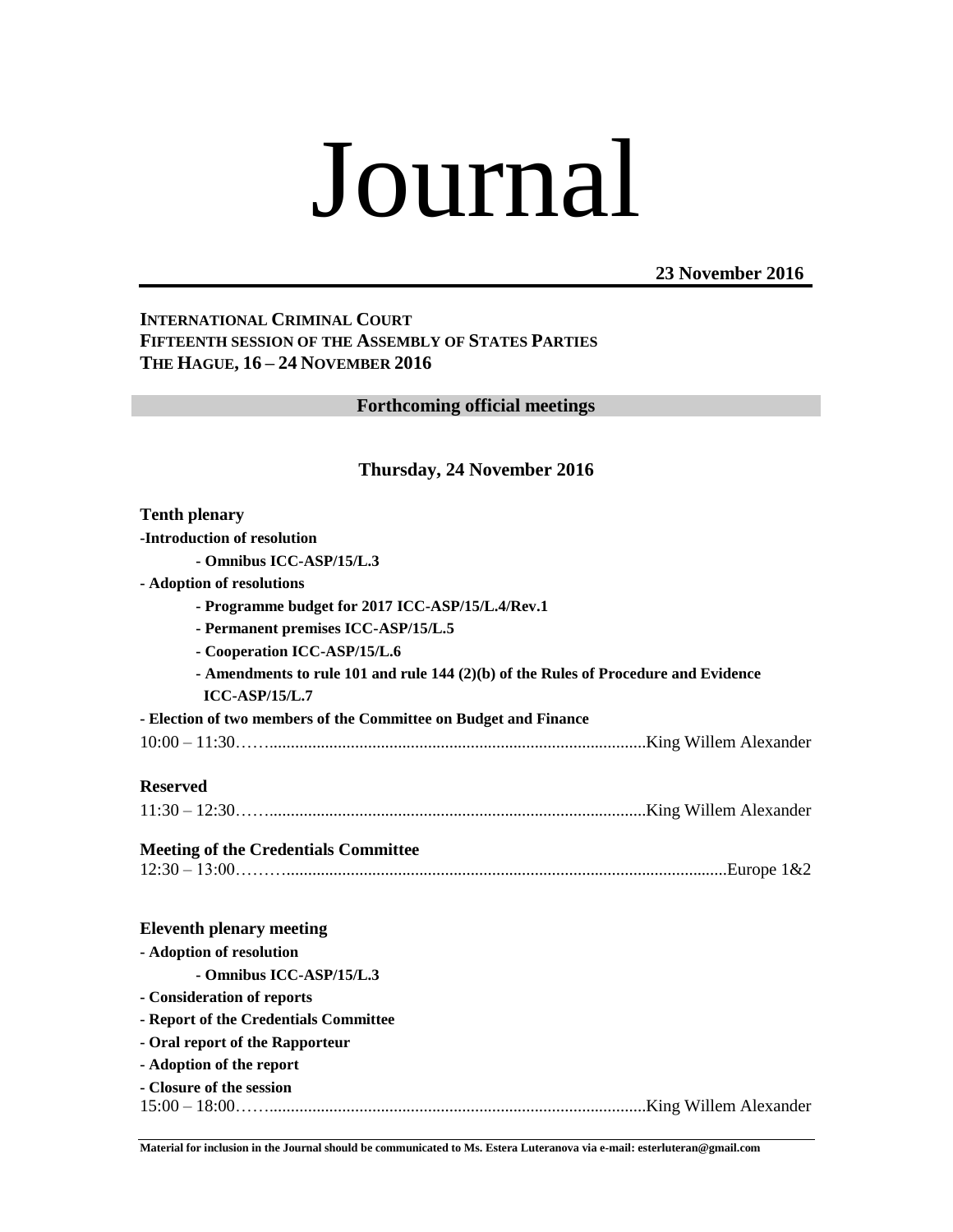# Journal

**23 November 2016**

**INTERNATIONAL CRIMINAL COURT**
**FIFTEENTH SESSION OF THE ASSEMBLY OF STATES PARTIES**
**THE HAGUE, 16 – 24 NOVEMBER 2016**

## Forthcoming official meetings

### Thursday, 24 November 2016

**Tenth plenary**

**-Introduction of resolution**

- **- Omnibus ICC-ASP/15/L.3**

**- Adoption of resolutions**

- **- Programme budget for 2017 ICC-ASP/15/L.4/Rev.1**
- **- Permanent premises ICC-ASP/15/L.5**
- **- Cooperation ICC-ASP/15/L.6**
- **- Amendments to rule 101 and rule 144 (2)(b) of the Rules of Procedure and Evidence ICC-ASP/15/L.7**

**- Election of two members of the Committee on Budget and Finance**

10:00 – 11:30……..........................................................................................King Willem Alexander

**Reserved**

11:30 – 12:30……..........................................................................................King Willem Alexander

**Meeting of the Credentials Committee**

12:30 – 13:00………......................................................................................................Europe 1&2

**Eleventh plenary meeting**

**- Adoption of resolution**

- **- Omnibus ICC-ASP/15/L.3**

**- Consideration of reports**

**- Report of the Credentials Committee**

**- Oral report of the Rapporteur**

**- Adoption of the report**

**- Closure of the session**

15:00 – 18:00……..........................................................................................King Willem Alexander

**Material for inclusion in the Journal should be communicated to Ms. Estera Luteranova via e-mail: esterluteran@gmail.com**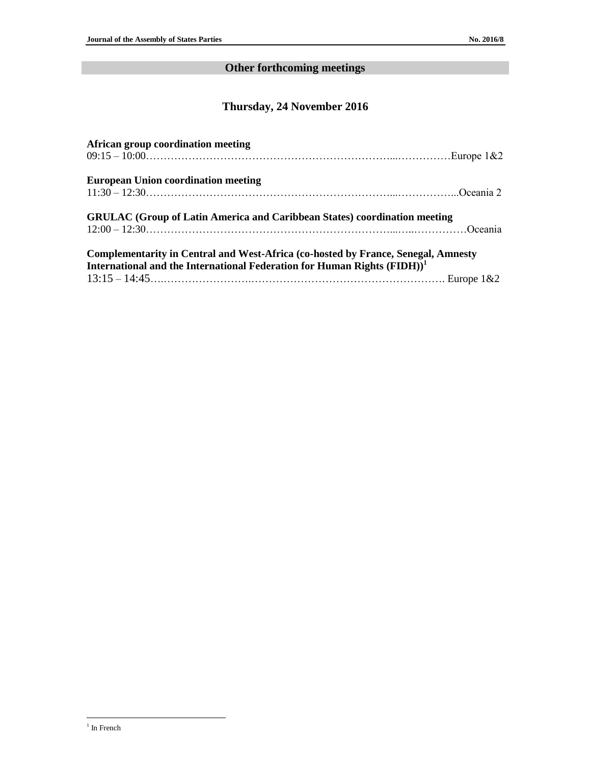## Other forthcoming meetings

### Thursday, 24 November 2016

**African group coordination meeting**
09:15 – 10:00…………………………………………………………...……………Europe 1&2

**European Union coordination meeting**
11:30 – 12:30…………………………………………………………...……………...Oceania 2

**GRULAC (Group of Latin America and Caribbean States) coordination meeting**
12:00 – 12:30…………………………………………………………...…..……………Oceania

**Complementarity in Central and West-Africa (co-hosted by France, Senegal, Amnesty International and the International Federation for Human Rights (FIDH))**[1]
13:15 – 14:45…..…………………….………………………………………………. Europe 1&2

[1] In French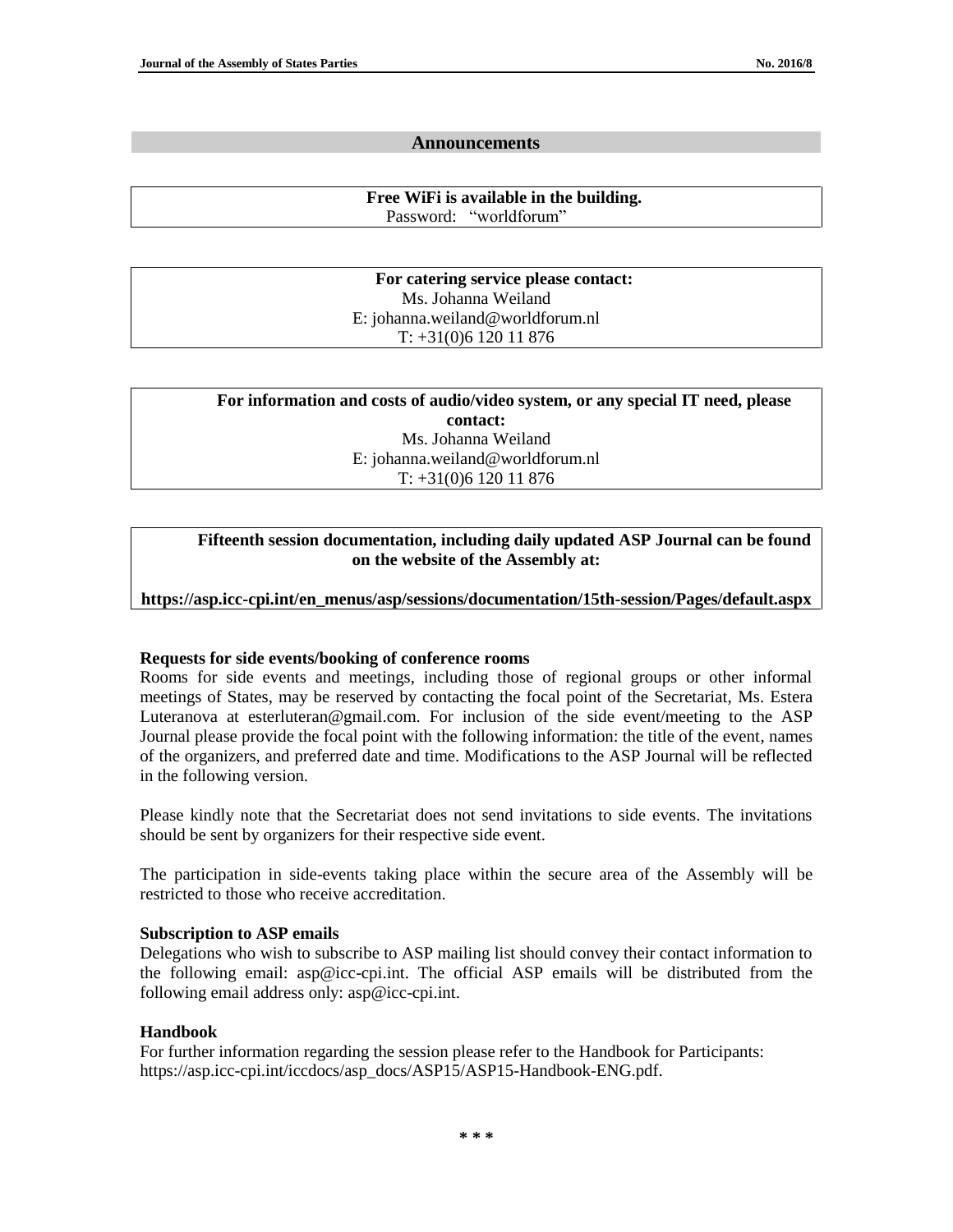## Announcements

**Free WiFi is available in the building.**
Password: "worldforum"

**For catering service please contact:**
Ms. Johanna Weiland
E: johanna.weiland@worldforum.nl
T: +31(0)6 120 11 876

**For information and costs of audio/video system, or any special IT need, please contact:**
Ms. Johanna Weiland
E: johanna.weiland@worldforum.nl
T: +31(0)6 120 11 876

**Fifteenth session documentation, including daily updated ASP Journal can be found on the website of the Assembly at:**

**https://asp.icc-cpi.int/en_menus/asp/sessions/documentation/15th-session/Pages/default.aspx**

### Requests for side events/booking of conference rooms

Rooms for side events and meetings, including those of regional groups or other informal meetings of States, may be reserved by contacting the focal point of the Secretariat, Ms. Estera Luteranova at esterluteran@gmail.com. For inclusion of the side event/meeting to the ASP Journal please provide the focal point with the following information: the title of the event, names of the organizers, and preferred date and time. Modifications to the ASP Journal will be reflected in the following version.

Please kindly note that the Secretariat does not send invitations to side events. The invitations should be sent by organizers for their respective side event.

The participation in side-events taking place within the secure area of the Assembly will be restricted to those who receive accreditation.

### Subscription to ASP emails

Delegations who wish to subscribe to ASP mailing list should convey their contact information to the following email: asp@icc-cpi.int. The official ASP emails will be distributed from the following email address only: asp@icc-cpi.int.

### Handbook

For further information regarding the session please refer to the Handbook for Participants: https://asp.icc-cpi.int/iccdocs/asp_docs/ASP15/ASP15-Handbook-ENG.pdf.

\* \* \*